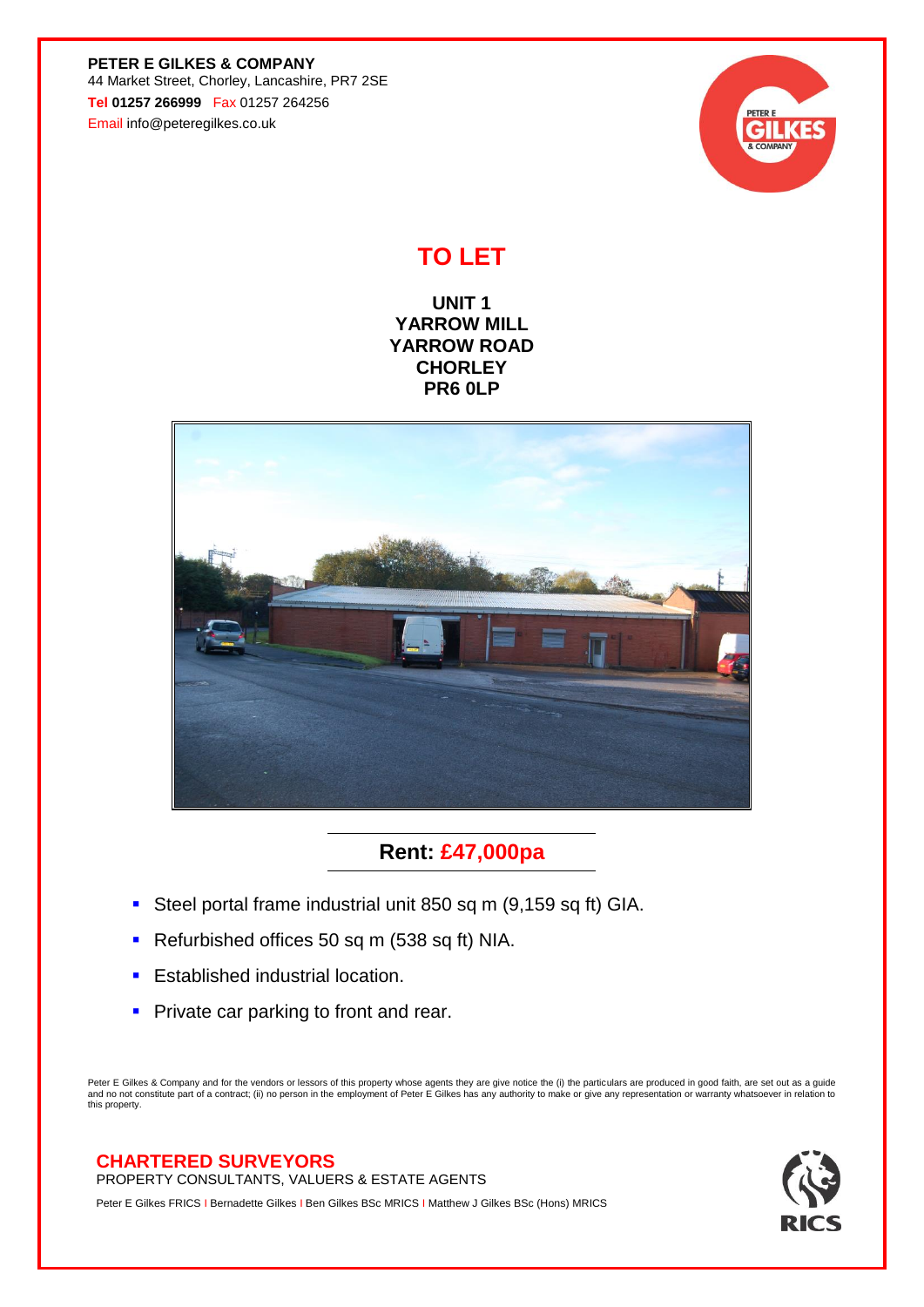**PETER E GILKES & COMPANY**
44 Market Street, Chorley, Lancashire, PR7 2SE
**Tel 01257 266999** Fax 01257 264256
Email info@peteregilkes.co.uk

# TO LET

**UNIT 1**
**YARROW MILL**
**YARROW ROAD**
**CHORLEY**
**PR6 0LP**

## Rent: £47,000pa

- Steel portal frame industrial unit 850 sq m (9,159 sq ft) GIA.
- Refurbished offices 50 sq m (538 sq ft) NIA.
- Established industrial location.
- Private car parking to front and rear.

Peter E Gilkes & Company and for the vendors or lessors of this property whose agents they are give notice the (i) the particulars are produced in good faith, are set out as a guide and no not constitute part of a contract; (ii) no person in the employment of Peter E Gilkes has any authority to make or give any representation or warranty whatsoever in relation to this property.

**CHARTERED SURVEYORS**
PROPERTY CONSULTANTS, VALUERS & ESTATE AGENTS

Peter E Gilkes FRICS | Bernadette Gilkes | Ben Gilkes BSc MRICS | Matthew J Gilkes BSc (Hons) MRICS

RICS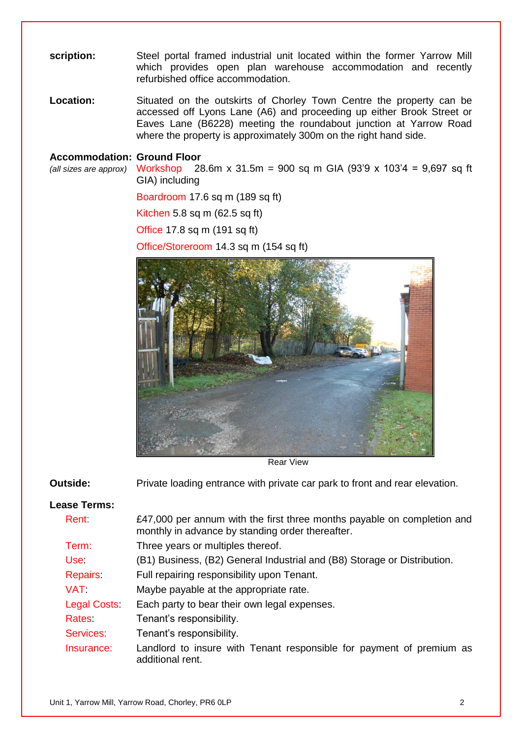**scription:** Steel portal framed industrial unit located within the former Yarrow Mill which provides open plan warehouse accommodation and recently refurbished office accommodation.

**Location:** Situated on the outskirts of Chorley Town Centre the property can be accessed off Lyons Lane (A6) and proceeding up either Brook Street or Eaves Lane (B6228) meeting the roundabout junction at Yarrow Road where the property is approximately 300m on the right hand side.

**Accommodation:** **Ground Floor**

*(all sizes are approx)*

Workshop 28.6m x 31.5m = 900 sq m GIA (93'9 x 103'4 = 9,697 sq ft GIA) including

Boardroom 17.6 sq m (189 sq ft)

Kitchen 5.8 sq m (62.5 sq ft)

Office 17.8 sq m (191 sq ft)

Office/Storeroom 14.3 sq m (154 sq ft)

Rear View

**Outside:** Private loading entrance with private car park to front and rear elevation.

**Lease Terms:**

Rent: £47,000 per annum with the first three months payable on completion and monthly in advance by standing order thereafter.

Term: Three years or multiples thereof.

Use: (B1) Business, (B2) General Industrial and (B8) Storage or Distribution.

Repairs: Full repairing responsibility upon Tenant.

VAT: Maybe payable at the appropriate rate.

Legal Costs: Each party to bear their own legal expenses.

Rates: Tenant's responsibility.

Services: Tenant's responsibility.

Insurance: Landlord to insure with Tenant responsible for payment of premium as additional rent.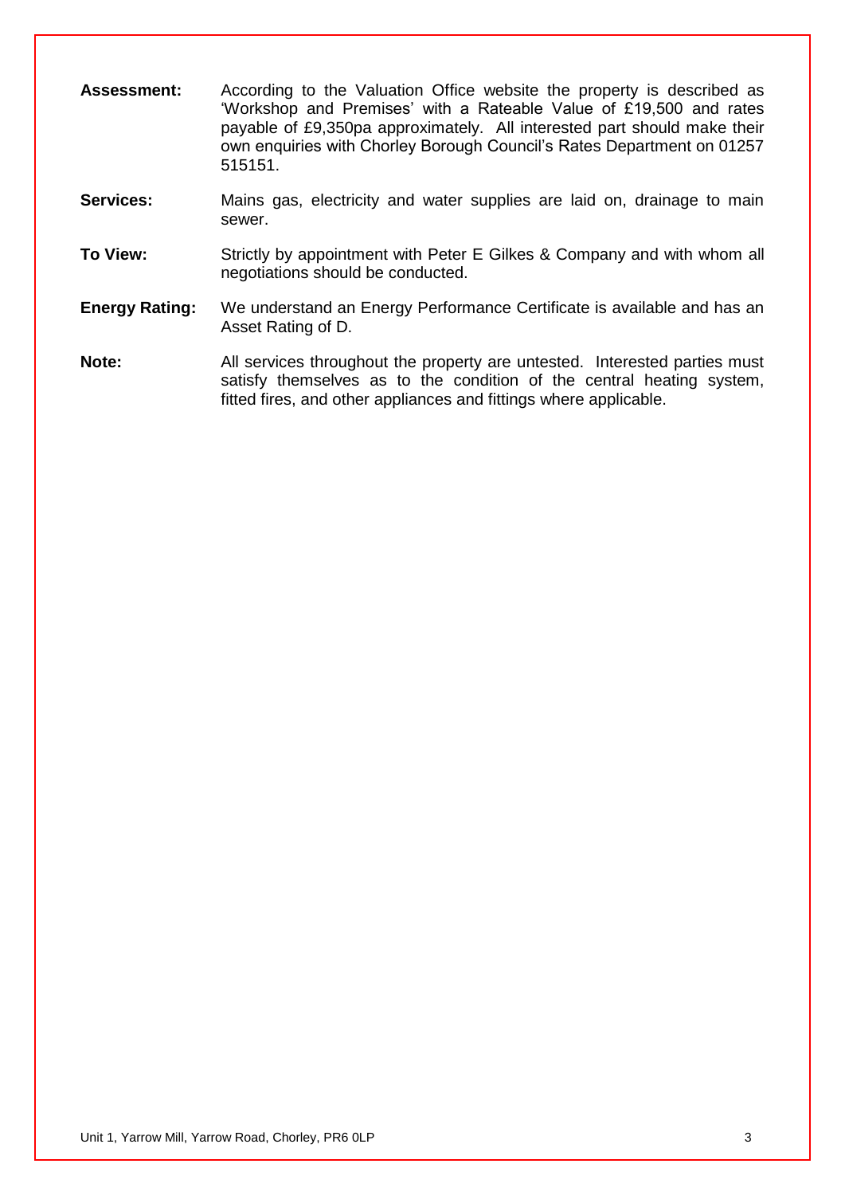**Assessment:** According to the Valuation Office website the property is described as 'Workshop and Premises' with a Rateable Value of £19,500 and rates payable of £9,350pa approximately. All interested part should make their own enquiries with Chorley Borough Council's Rates Department on 01257 515151.

**Services:** Mains gas, electricity and water supplies are laid on, drainage to main sewer.

**To View:** Strictly by appointment with Peter E Gilkes & Company and with whom all negotiations should be conducted.

**Energy Rating:** We understand an Energy Performance Certificate is available and has an Asset Rating of D.

**Note:** All services throughout the property are untested. Interested parties must satisfy themselves as to the condition of the central heating system, fitted fires, and other appliances and fittings where applicable.